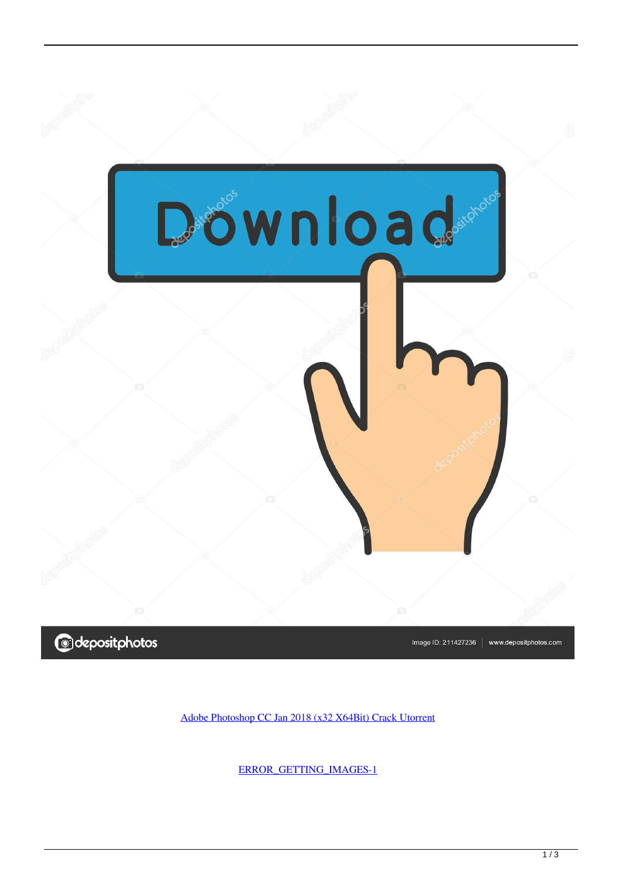Adobe Photoshop CC Jan 2018 (x32 X64Bit) Crack Utorrent

ERROR_GETTING_IMAGES-1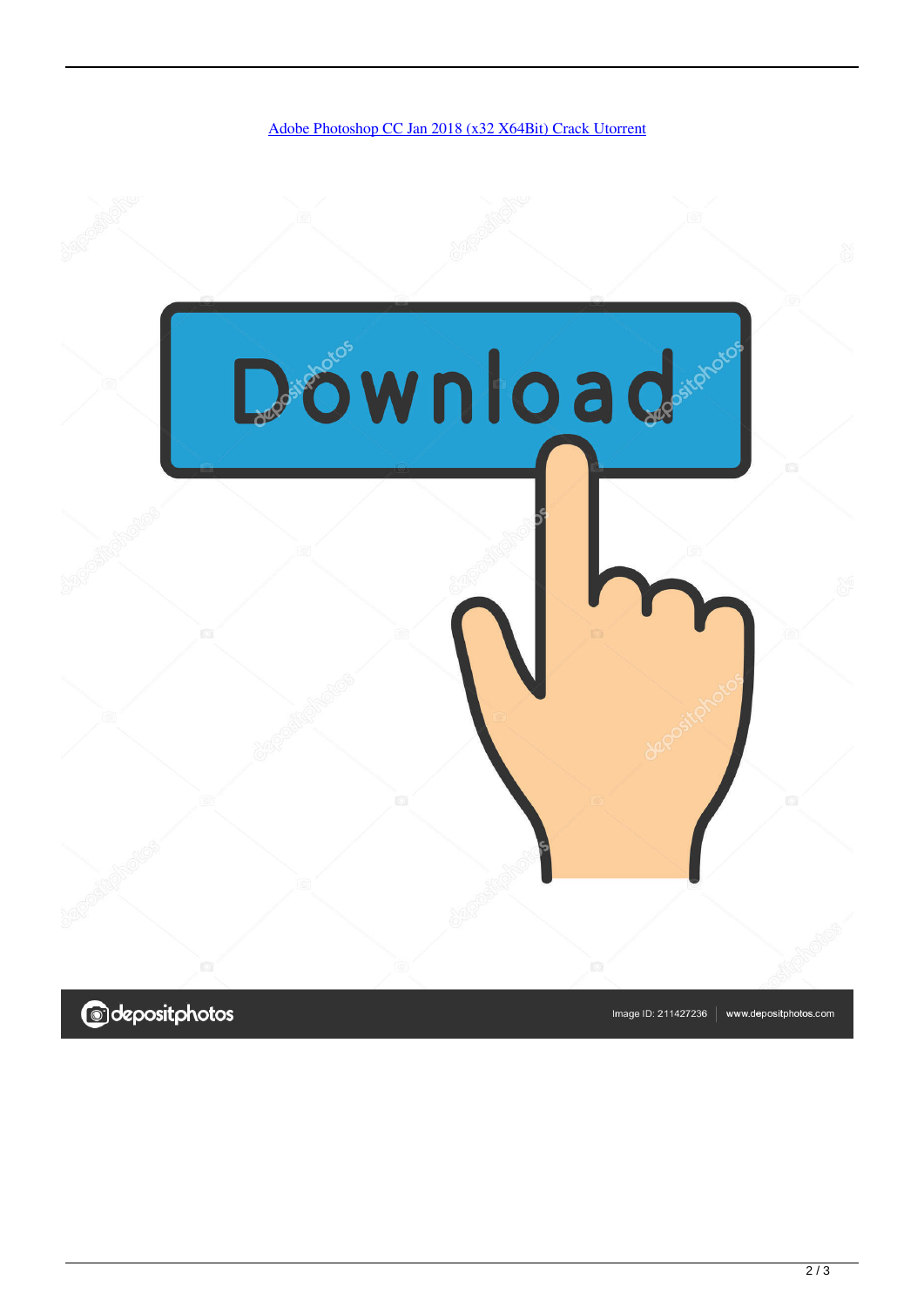Adobe Photoshop CC Jan 2018 (x32 X64Bit) Crack Utorrent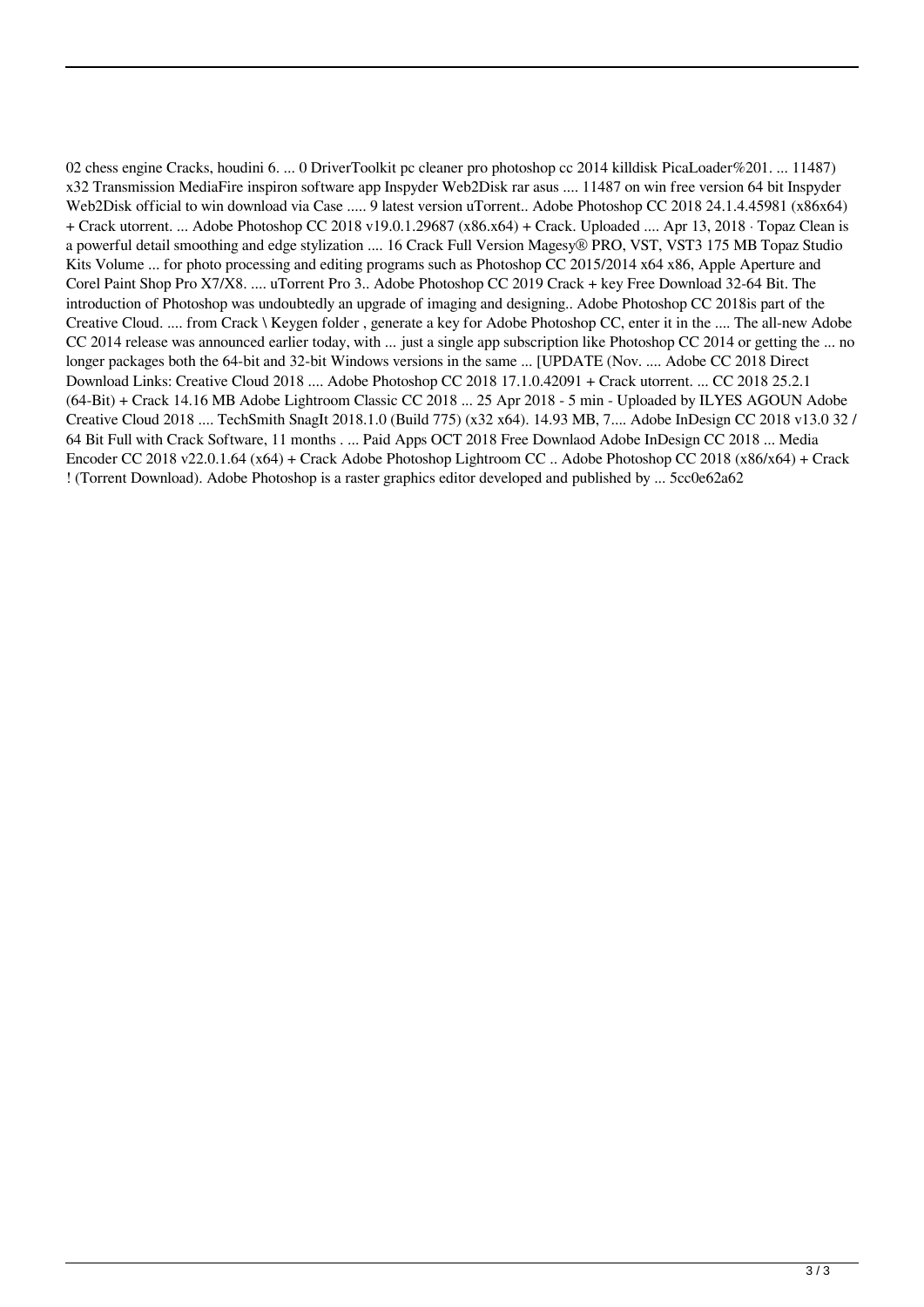02 chess engine Cracks, houdini 6. ... 0 DriverToolkit pc cleaner pro photoshop cc 2014 killdisk PicaLoader%201. ... 11487) x32 Transmission MediaFire inspiron software app Inspyder Web2Disk rar asus .... 11487 on win free version 64 bit Inspyder Web2Disk official to win download via Case ..... 9 latest version uTorrent.. Adobe Photoshop CC 2018 24.1.4.45981 (x86x64) + Crack utorrent. ... Adobe Photoshop CC 2018 v19.0.1.29687 (x86.x64) + Crack. Uploaded .... Apr 13, 2018 · Topaz Clean is a powerful detail smoothing and edge stylization .... 16 Crack Full Version Magesy® PRO, VST, VST3 175 MB Topaz Studio Kits Volume ... for photo processing and editing programs such as Photoshop CC 2015/2014 x64 x86, Apple Aperture and Corel Paint Shop Pro X7/X8. .... uTorrent Pro 3.. Adobe Photoshop CC 2019 Crack + key Free Download 32-64 Bit. The introduction of Photoshop was undoubtedly an upgrade of imaging and designing.. Adobe Photoshop CC 2018is part of the Creative Cloud. .... from Crack \ Keygen folder , generate a key for Adobe Photoshop CC, enter it in the .... The all-new Adobe CC 2014 release was announced earlier today, with ... just a single app subscription like Photoshop CC 2014 or getting the ... no longer packages both the 64-bit and 32-bit Windows versions in the same ... [UPDATE (Nov. .... Adobe CC 2018 Direct Download Links: Creative Cloud 2018 .... Adobe Photoshop CC 2018 17.1.0.42091 + Crack utorrent. ... CC 2018 25.2.1 (64-Bit) + Crack 14.16 MB Adobe Lightroom Classic CC 2018 ... 25 Apr 2018 - 5 min - Uploaded by ILYES AGOUN Adobe Creative Cloud 2018 .... TechSmith SnagIt 2018.1.0 (Build 775) (x32 x64). 14.93 MB, 7.... Adobe InDesign CC 2018 v13.0 32 / 64 Bit Full with Crack Software, 11 months . ... Paid Apps OCT 2018 Free Downlaod Adobe InDesign CC 2018 ... Media Encoder CC 2018 v22.0.1.64 (x64) + Crack Adobe Photoshop Lightroom CC .. Adobe Photoshop CC 2018 (x86/x64) + Crack ! (Torrent Download). Adobe Photoshop is a raster graphics editor developed and published by ... 5cc0e62a62